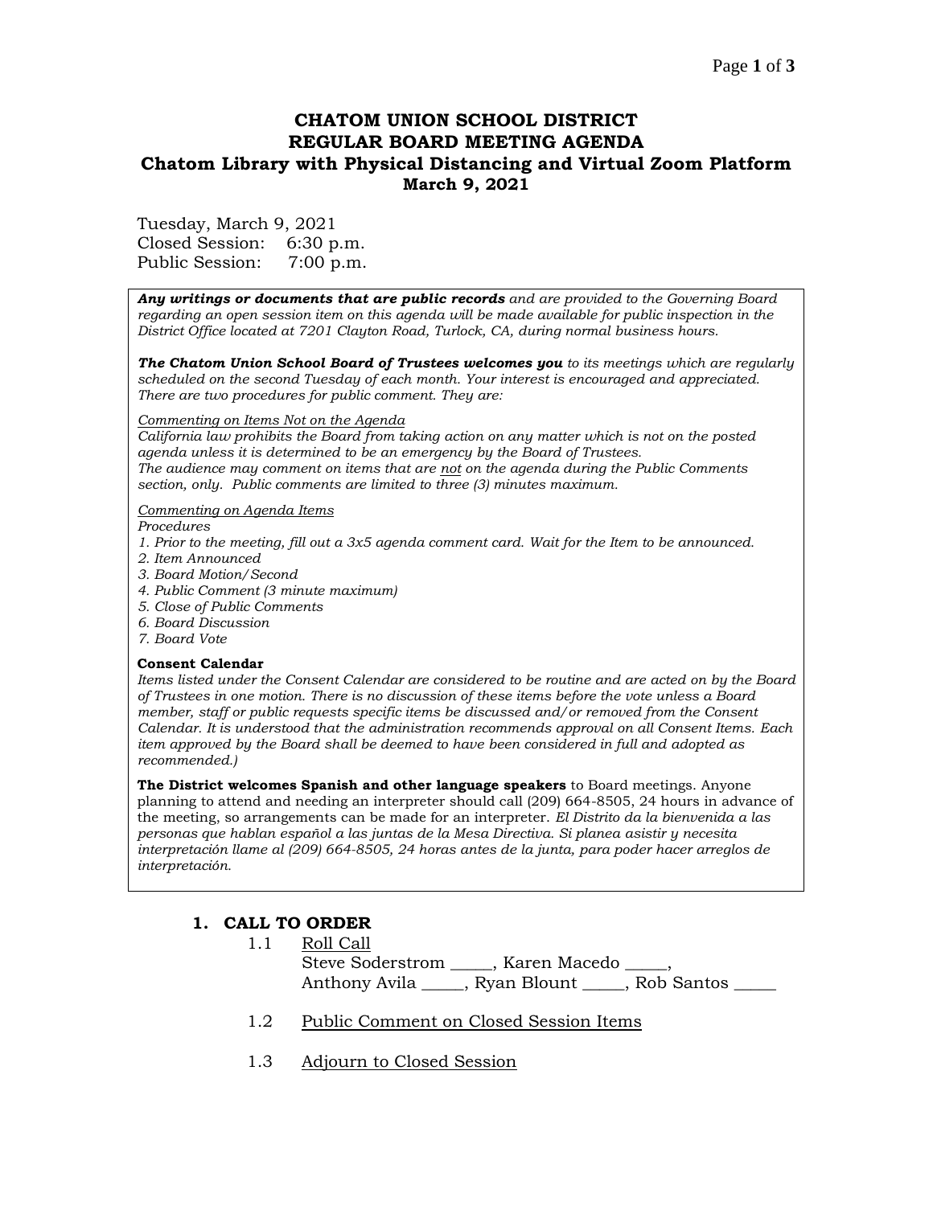# CHATOM UNION SCHOOL DISTRICT
# REGULAR BOARD MEETING AGENDA
## Chatom Library with Physical Distancing and Virtual Zoom Platform
## March 9, 2021

Tuesday, March 9, 2021
Closed Session: 6:30 p.m.
Public Session: 7:00 p.m.

***Any writings or documents that are public records** and are provided to the Governing Board regarding an open session item on this agenda will be made available for public inspection in the District Office located at 7201 Clayton Road, Turlock, CA, during normal business hours.*

***The Chatom Union School Board of Trustees welcomes you** to its meetings which are regularly scheduled on the second Tuesday of each month. Your interest is encouraged and appreciated. There are two procedures for public comment. They are:*

*Commenting on Items Not on the Agenda*
*California law prohibits the Board from taking action on any matter which is not on the posted agenda unless it is determined to be an emergency by the Board of Trustees.*
*The audience may comment on items that are not on the agenda during the Public Comments section, only. Public comments are limited to three (3) minutes maximum.*

*Commenting on Agenda Items*
*Procedures*
*1. Prior to the meeting, fill out a 3x5 agenda comment card. Wait for the Item to be announced.*
*2. Item Announced*
*3. Board Motion/Second*
*4. Public Comment (3 minute maximum)*
*5. Close of Public Comments*
*6. Board Discussion*
*7. Board Vote*

**Consent Calendar**
*Items listed under the Consent Calendar are considered to be routine and are acted on by the Board of Trustees in one motion. There is no discussion of these items before the vote unless a Board member, staff or public requests specific items be discussed and/or removed from the Consent Calendar. It is understood that the administration recommends approval on all Consent Items. Each item approved by the Board shall be deemed to have been considered in full and adopted as recommended.)*

**The District welcomes Spanish and other language speakers** to Board meetings. Anyone planning to attend and needing an interpreter should call (209) 664-8505, 24 hours in advance of the meeting, so arrangements can be made for an interpreter. *El Distrito da la bienvenida a las personas que hablan español a las juntas de la Mesa Directiva. Si planea asistir y necesita interpretación llame al (209) 664-8505, 24 horas antes de la junta, para poder hacer arreglos de interpretación.*

## 1. CALL TO ORDER

1.1 Roll Call
Steve Soderstrom _____, Karen Macedo _____,
Anthony Avila _____, Ryan Blount _____, Rob Santos _____

1.2 Public Comment on Closed Session Items

1.3 Adjourn to Closed Session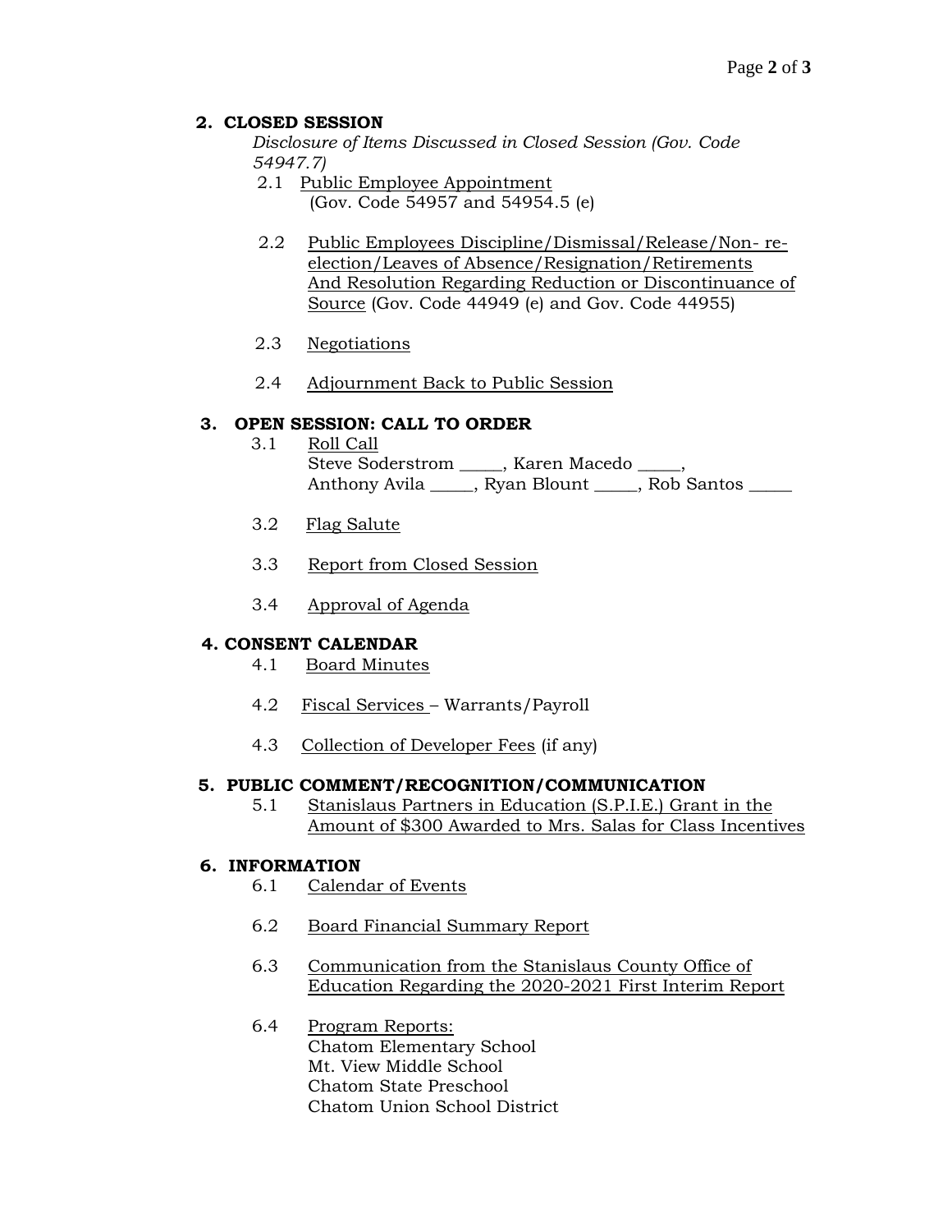## 2. CLOSED SESSION

*Disclosure of Items Discussed in Closed Session (Gov. Code 54947.7)*

2.1 Public Employee Appointment (Gov. Code 54957 and 54954.5 (e)

2.2 Public Employees Discipline/Dismissal/Release/Non- re-election/Leaves of Absence/Resignation/Retirements And Resolution Regarding Reduction or Discontinuance of Source (Gov. Code 44949 (e) and Gov. Code 44955)

2.3 Negotiations

2.4 Adjournment Back to Public Session

## 3. OPEN SESSION: CALL TO ORDER

3.1 Roll Call
Steve Soderstrom _____, Karen Macedo _____,
Anthony Avila _____, Ryan Blount _____, Rob Santos _____

3.2 Flag Salute

3.3 Report from Closed Session

3.4 Approval of Agenda

## 4. CONSENT CALENDAR

4.1 Board Minutes

4.2 Fiscal Services – Warrants/Payroll

4.3 Collection of Developer Fees (if any)

## 5. PUBLIC COMMENT/RECOGNITION/COMMUNICATION

5.1 Stanislaus Partners in Education (S.P.I.E.) Grant in the Amount of $300 Awarded to Mrs. Salas for Class Incentives

## 6. INFORMATION

6.1 Calendar of Events

6.2 Board Financial Summary Report

6.3 Communication from the Stanislaus County Office of Education Regarding the 2020-2021 First Interim Report

6.4 Program Reports:
Chatom Elementary School
Mt. View Middle School
Chatom State Preschool
Chatom Union School District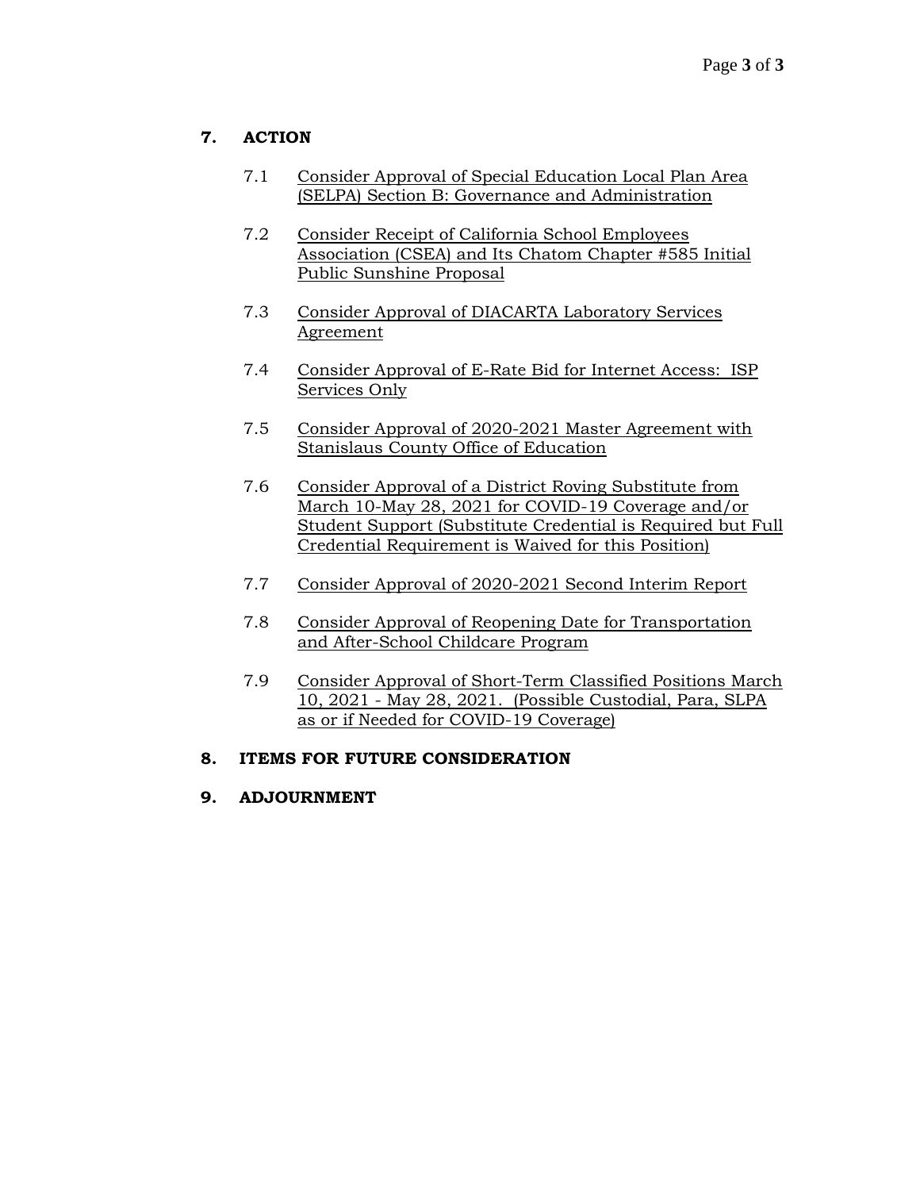## 7. ACTION

7.1 Consider Approval of Special Education Local Plan Area (SELPA) Section B: Governance and Administration

7.2 Consider Receipt of California School Employees Association (CSEA) and Its Chatom Chapter #585 Initial Public Sunshine Proposal

7.3 Consider Approval of DIACARTA Laboratory Services Agreement

7.4 Consider Approval of E-Rate Bid for Internet Access: ISP Services Only

7.5 Consider Approval of 2020-2021 Master Agreement with Stanislaus County Office of Education

7.6 Consider Approval of a District Roving Substitute from March 10-May 28, 2021 for COVID-19 Coverage and/or Student Support (Substitute Credential is Required but Full Credential Requirement is Waived for this Position)

7.7 Consider Approval of 2020-2021 Second Interim Report

7.8 Consider Approval of Reopening Date for Transportation and After-School Childcare Program

7.9 Consider Approval of Short-Term Classified Positions March 10, 2021 - May 28, 2021. (Possible Custodial, Para, SLPA as or if Needed for COVID-19 Coverage)

## 8. ITEMS FOR FUTURE CONSIDERATION

## 9. ADJOURNMENT